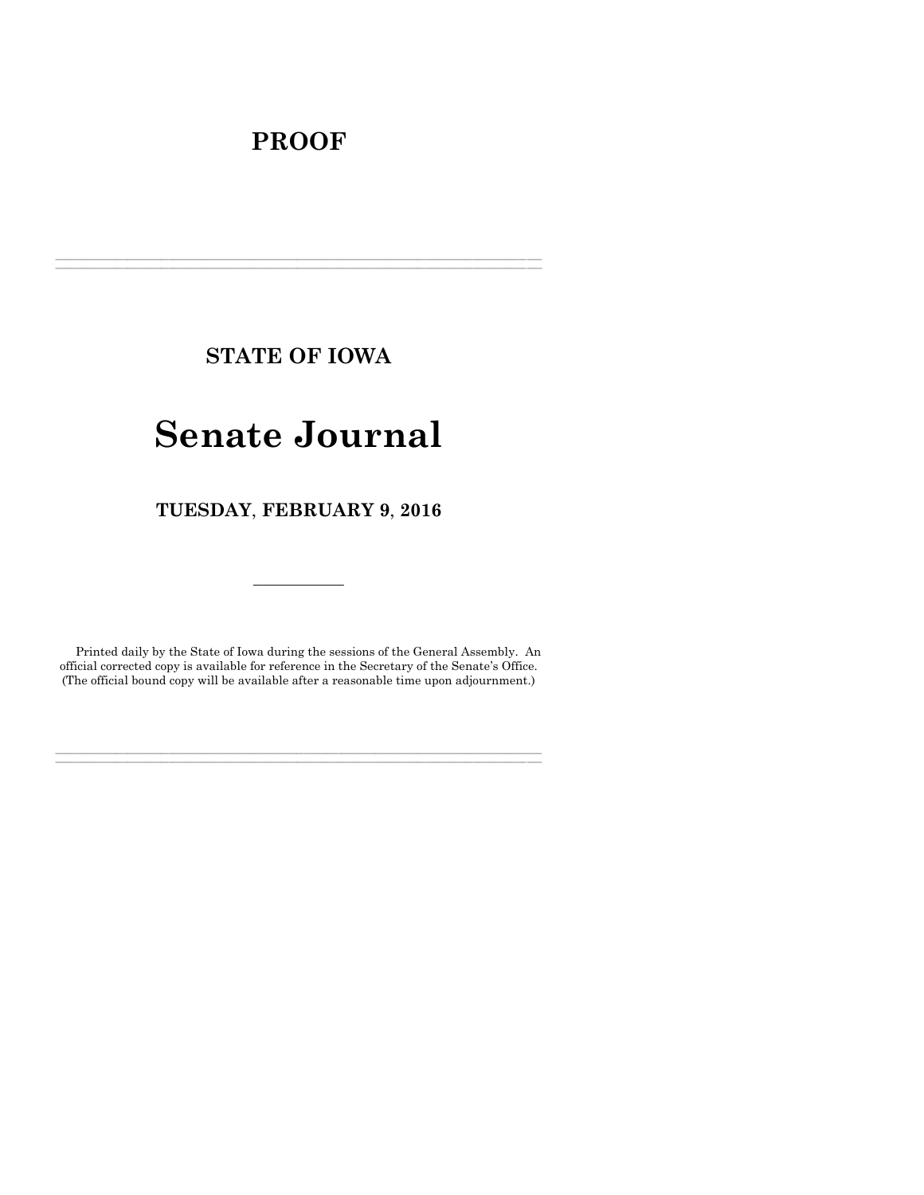# PROOF

---

## STATE OF IOWA

# Senate Journal

## TUESDAY, FEBRUARY 9, 2016

---

Printed daily by the State of Iowa during the sessions of the General Assembly. An official corrected copy is available for reference in the Secretary of the Senate's Office. (The official bound copy will be available after a reasonable time upon adjournment.)

---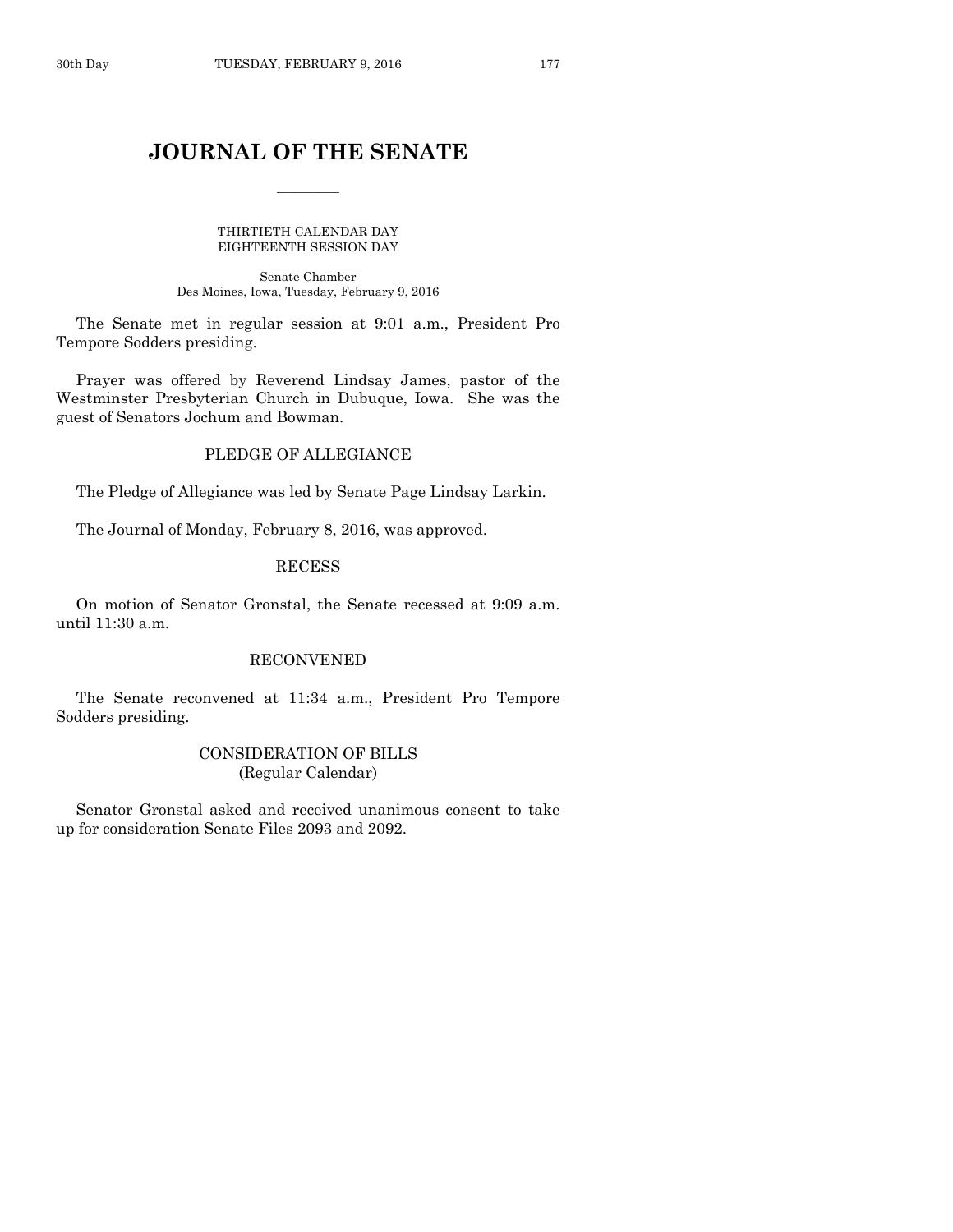# JOURNAL OF THE SENATE

THIRTIETH CALENDAR DAY
EIGHTEENTH SESSION DAY

Senate Chamber
Des Moines, Iowa, Tuesday, February 9, 2016

The Senate met in regular session at 9:01 a.m., President Pro Tempore Sodders presiding.

Prayer was offered by Reverend Lindsay James, pastor of the Westminster Presbyterian Church in Dubuque, Iowa. She was the guest of Senators Jochum and Bowman.

## PLEDGE OF ALLEGIANCE

The Pledge of Allegiance was led by Senate Page Lindsay Larkin.

The Journal of Monday, February 8, 2016, was approved.

## RECESS

On motion of Senator Gronstal, the Senate recessed at 9:09 a.m. until 11:30 a.m.

## RECONVENED

The Senate reconvened at 11:34 a.m., President Pro Tempore Sodders presiding.

## CONSIDERATION OF BILLS
(Regular Calendar)

Senator Gronstal asked and received unanimous consent to take up for consideration Senate Files 2093 and 2092.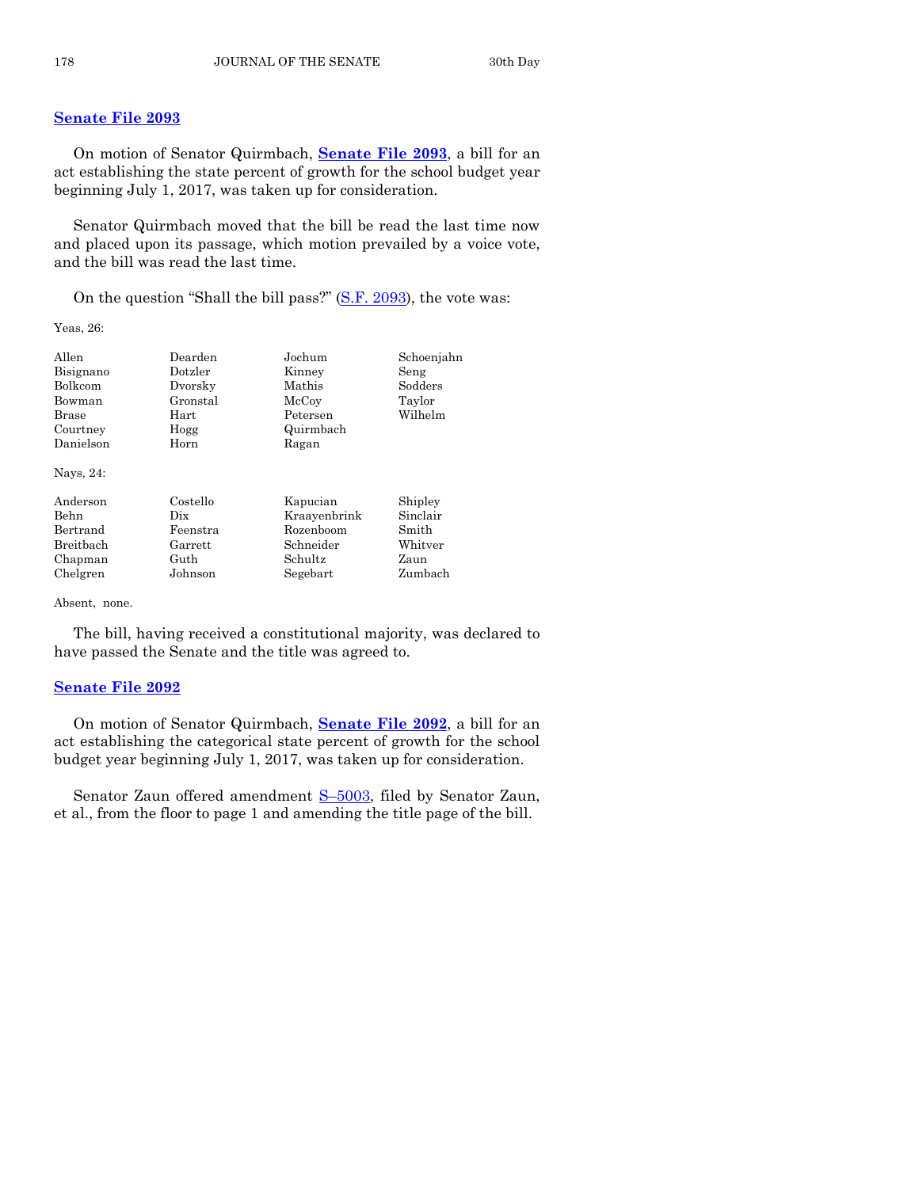## Senate File 2093

On motion of Senator Quirmbach, **Senate File 2093**, a bill for an act establishing the state percent of growth for the school budget year beginning July 1, 2017, was taken up for consideration.

Senator Quirmbach moved that the bill be read the last time now and placed upon its passage, which motion prevailed by a voice vote, and the bill was read the last time.

On the question "Shall the bill pass?" (S.F. 2093), the vote was:

Yeas, 26:

| | | | |
|---|---|---|---|
| Allen | Dearden | Jochum | Schoenjahn |
| Bisignano | Dotzler | Kinney | Seng |
| Bolkcom | Dvorsky | Mathis | Sodders |
| Bowman | Gronstal | McCoy | Taylor |
| Brase | Hart | Petersen | Wilhelm |
| Courtney | Hogg | Quirmbach | |
| Danielson | Horn | Ragan | |

Nays, 24:

| | | | |
|---|---|---|---|
| Anderson | Costello | Kapucian | Shipley |
| Behn | Dix | Kraayenbrink | Sinclair |
| Bertrand | Feenstra | Rozenboom | Smith |
| Breitbach | Garrett | Schneider | Whitver |
| Chapman | Guth | Schultz | Zaun |
| Chelgren | Johnson | Segebart | Zumbach |

Absent, none.

The bill, having received a constitutional majority, was declared to have passed the Senate and the title was agreed to.

## Senate File 2092

On motion of Senator Quirmbach, **Senate File 2092**, a bill for an act establishing the categorical state percent of growth for the school budget year beginning July 1, 2017, was taken up for consideration.

Senator Zaun offered amendment S–5003, filed by Senator Zaun, et al., from the floor to page 1 and amending the title page of the bill.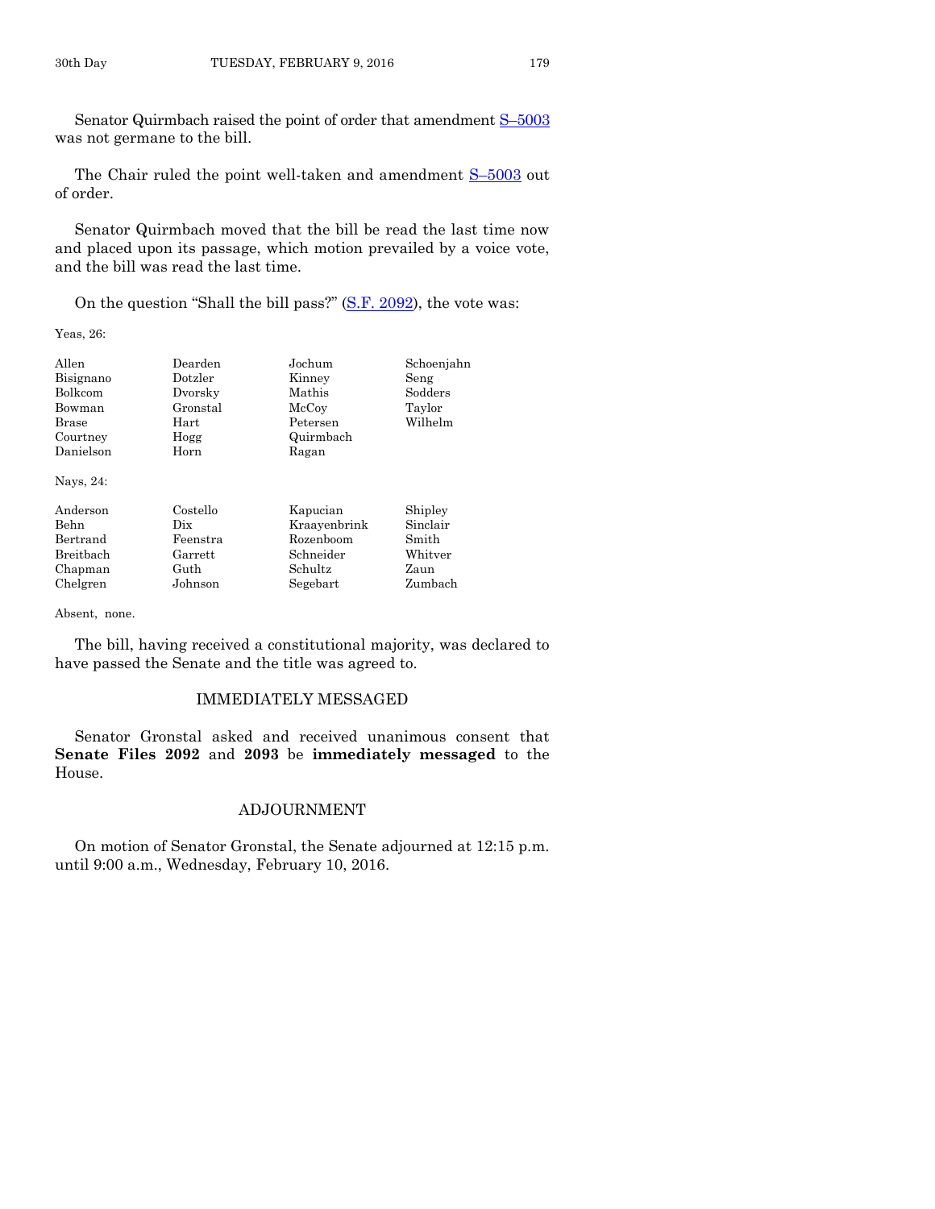Senator Quirmbach raised the point of order that amendment S–5003 was not germane to the bill.

The Chair ruled the point well-taken and amendment S–5003 out of order.

Senator Quirmbach moved that the bill be read the last time now and placed upon its passage, which motion prevailed by a voice vote, and the bill was read the last time.

On the question "Shall the bill pass?" (S.F. 2092), the vote was:

Yeas, 26:

| | | | |
|---|---|---|---|
| Allen | Dearden | Jochum | Schoenjahn |
| Bisignano | Dotzler | Kinney | Seng |
| Bolkcom | Dvorsky | Mathis | Sodders |
| Bowman | Gronstal | McCoy | Taylor |
| Brase | Hart | Petersen | Wilhelm |
| Courtney | Hogg | Quirmbach | |
| Danielson | Horn | Ragan | |

Nays, 24:

| | | | |
|---|---|---|---|
| Anderson | Costello | Kapucian | Shipley |
| Behn | Dix | Kraayenbrink | Sinclair |
| Bertrand | Feenstra | Rozenboom | Smith |
| Breitbach | Garrett | Schneider | Whitver |
| Chapman | Guth | Schultz | Zaun |
| Chelgren | Johnson | Segebart | Zumbach |

Absent, none.

The bill, having received a constitutional majority, was declared to have passed the Senate and the title was agreed to.

## IMMEDIATELY MESSAGED

Senator Gronstal asked and received unanimous consent that **Senate Files 2092** and **2093** be **immediately messaged** to the House.

## ADJOURNMENT

On motion of Senator Gronstal, the Senate adjourned at 12:15 p.m. until 9:00 a.m., Wednesday, February 10, 2016.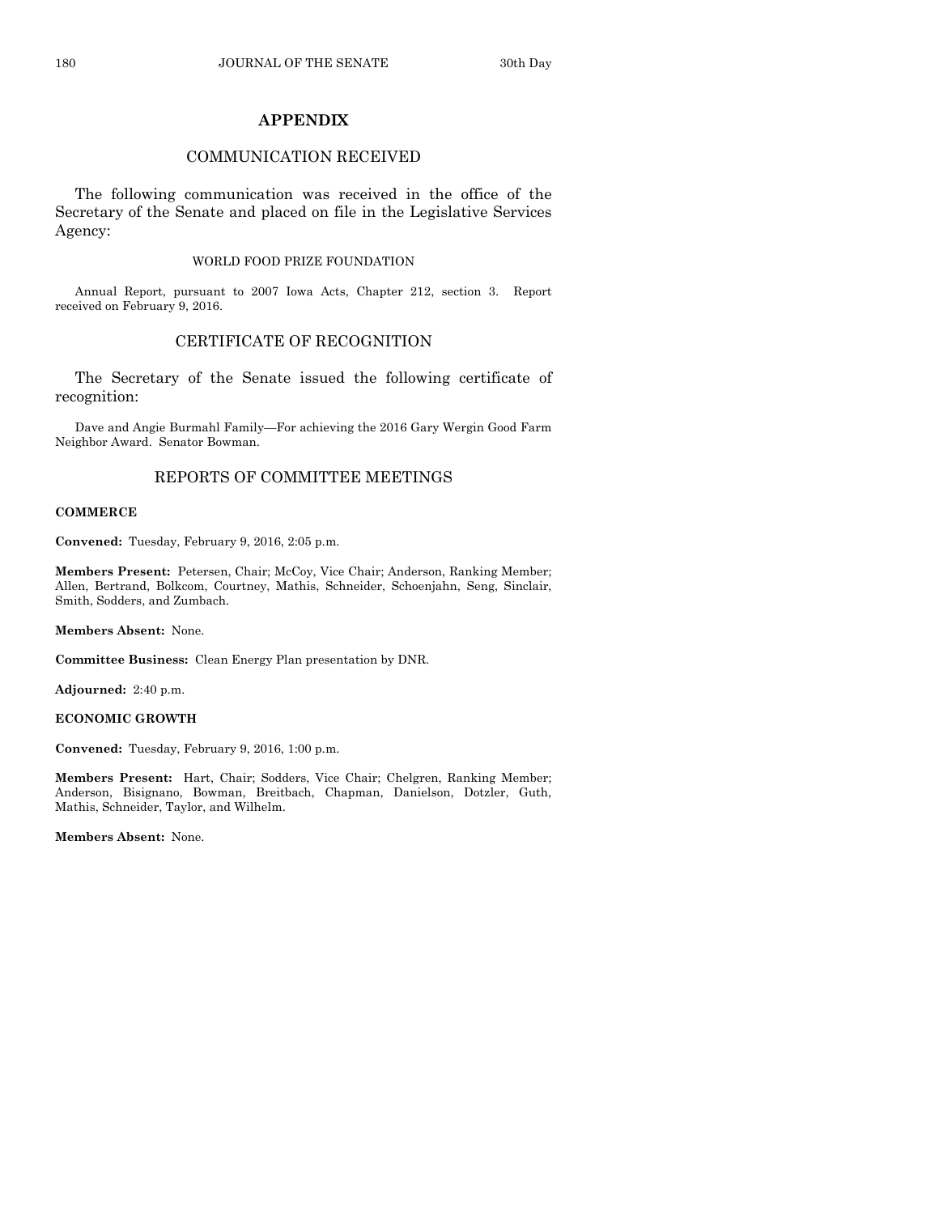## APPENDIX

### COMMUNICATION RECEIVED

The following communication was received in the office of the Secretary of the Senate and placed on file in the Legislative Services Agency:

WORLD FOOD PRIZE FOUNDATION

Annual Report, pursuant to 2007 Iowa Acts, Chapter 212, section 3. Report received on February 9, 2016.

### CERTIFICATE OF RECOGNITION

The Secretary of the Senate issued the following certificate of recognition:

Dave and Angie Burmahl Family—For achieving the 2016 Gary Wergin Good Farm Neighbor Award. Senator Bowman.

### REPORTS OF COMMITTEE MEETINGS

**COMMERCE**

**Convened:** Tuesday, February 9, 2016, 2:05 p.m.

**Members Present:** Petersen, Chair; McCoy, Vice Chair; Anderson, Ranking Member; Allen, Bertrand, Bolkcom, Courtney, Mathis, Schneider, Schoenjahn, Seng, Sinclair, Smith, Sodders, and Zumbach.

**Members Absent:** None.

**Committee Business:** Clean Energy Plan presentation by DNR.

**Adjourned:** 2:40 p.m.

**ECONOMIC GROWTH**

**Convened:** Tuesday, February 9, 2016, 1:00 p.m.

**Members Present:** Hart, Chair; Sodders, Vice Chair; Chelgren, Ranking Member; Anderson, Bisignano, Bowman, Breitbach, Chapman, Danielson, Dotzler, Guth, Mathis, Schneider, Taylor, and Wilhelm.

**Members Absent:** None.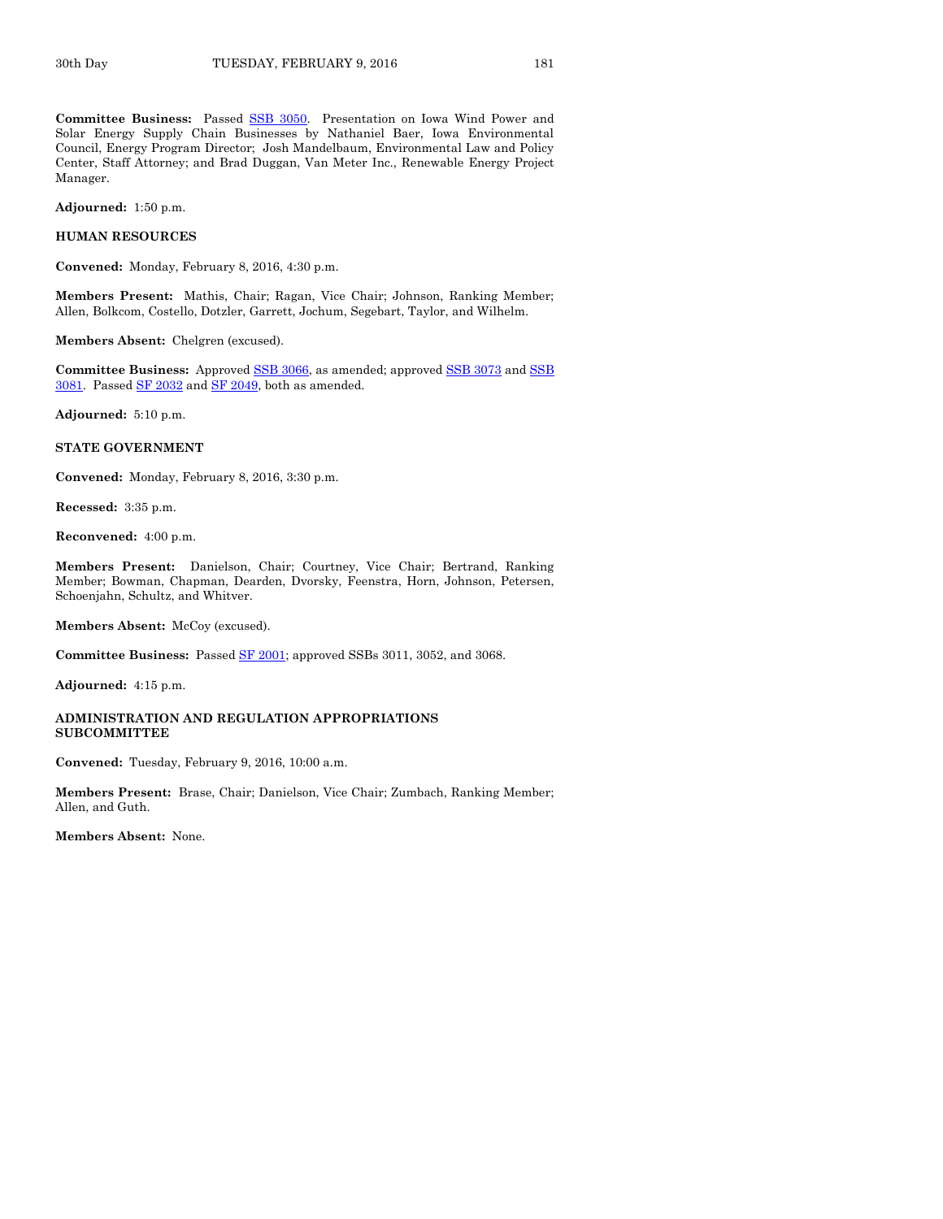**Committee Business:** Passed SSB 3050. Presentation on Iowa Wind Power and Solar Energy Supply Chain Businesses by Nathaniel Baer, Iowa Environmental Council, Energy Program Director; Josh Mandelbaum, Environmental Law and Policy Center, Staff Attorney; and Brad Duggan, Van Meter Inc., Renewable Energy Project Manager.

**Adjourned:** 1:50 p.m.

**HUMAN RESOURCES**

**Convened:** Monday, February 8, 2016, 4:30 p.m.

**Members Present:** Mathis, Chair; Ragan, Vice Chair; Johnson, Ranking Member; Allen, Bolkcom, Costello, Dotzler, Garrett, Jochum, Segebart, Taylor, and Wilhelm.

**Members Absent:** Chelgren (excused).

**Committee Business:** Approved SSB 3066, as amended; approved SSB 3073 and SSB 3081. Passed SF 2032 and SF 2049, both as amended.

**Adjourned:** 5:10 p.m.

**STATE GOVERNMENT**

**Convened:** Monday, February 8, 2016, 3:30 p.m.

**Recessed:** 3:35 p.m.

**Reconvened:** 4:00 p.m.

**Members Present:** Danielson, Chair; Courtney, Vice Chair; Bertrand, Ranking Member; Bowman, Chapman, Dearden, Dvorsky, Feenstra, Horn, Johnson, Petersen, Schoenjahn, Schultz, and Whitver.

**Members Absent:** McCoy (excused).

**Committee Business:** Passed SF 2001; approved SSBs 3011, 3052, and 3068.

**Adjourned:** 4:15 p.m.

**ADMINISTRATION AND REGULATION APPROPRIATIONS SUBCOMMITTEE**

**Convened:** Tuesday, February 9, 2016, 10:00 a.m.

**Members Present:** Brase, Chair; Danielson, Vice Chair; Zumbach, Ranking Member; Allen, and Guth.

**Members Absent:** None.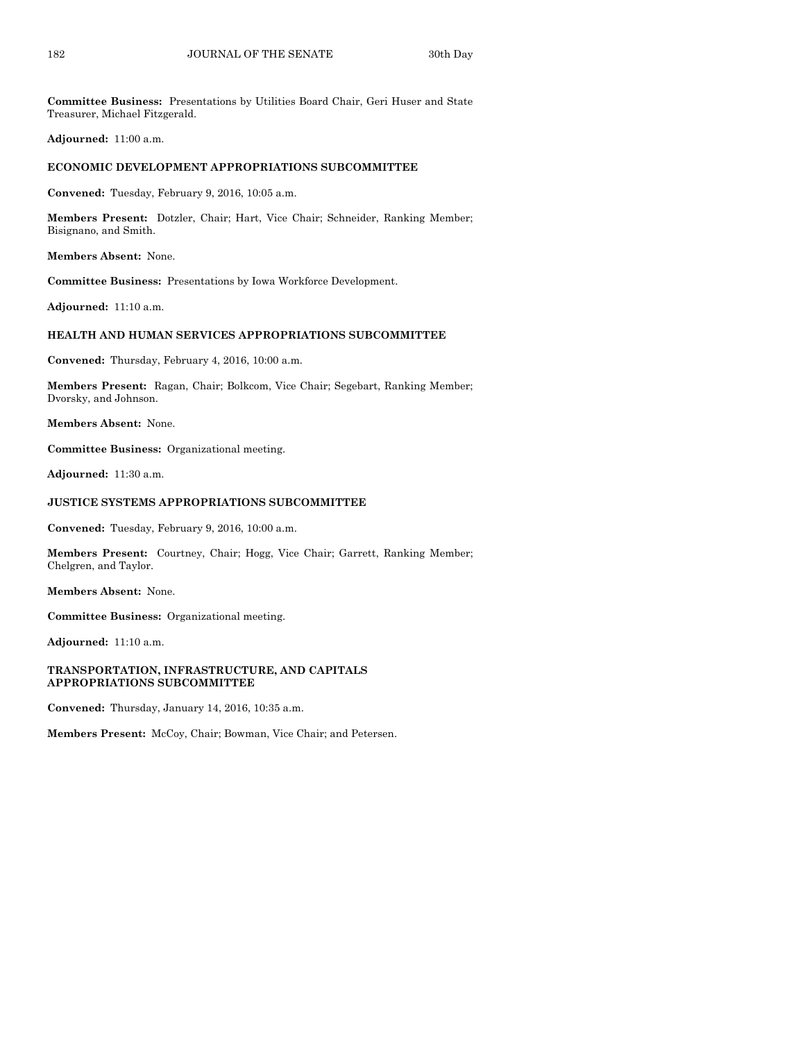**Committee Business:** Presentations by Utilities Board Chair, Geri Huser and State Treasurer, Michael Fitzgerald.

**Adjourned:** 11:00 a.m.

**ECONOMIC DEVELOPMENT APPROPRIATIONS SUBCOMMITTEE**

**Convened:** Tuesday, February 9, 2016, 10:05 a.m.

**Members Present:** Dotzler, Chair; Hart, Vice Chair; Schneider, Ranking Member; Bisignano, and Smith.

**Members Absent:** None.

**Committee Business:** Presentations by Iowa Workforce Development.

**Adjourned:** 11:10 a.m.

**HEALTH AND HUMAN SERVICES APPROPRIATIONS SUBCOMMITTEE**

**Convened:** Thursday, February 4, 2016, 10:00 a.m.

**Members Present:** Ragan, Chair; Bolkcom, Vice Chair; Segebart, Ranking Member; Dvorsky, and Johnson.

**Members Absent:** None.

**Committee Business:** Organizational meeting.

**Adjourned:** 11:30 a.m.

**JUSTICE SYSTEMS APPROPRIATIONS SUBCOMMITTEE**

**Convened:** Tuesday, February 9, 2016, 10:00 a.m.

**Members Present:** Courtney, Chair; Hogg, Vice Chair; Garrett, Ranking Member; Chelgren, and Taylor.

**Members Absent:** None.

**Committee Business:** Organizational meeting.

**Adjourned:** 11:10 a.m.

**TRANSPORTATION, INFRASTRUCTURE, AND CAPITALS APPROPRIATIONS SUBCOMMITTEE**

**Convened:** Thursday, January 14, 2016, 10:35 a.m.

**Members Present:** McCoy, Chair; Bowman, Vice Chair; and Petersen.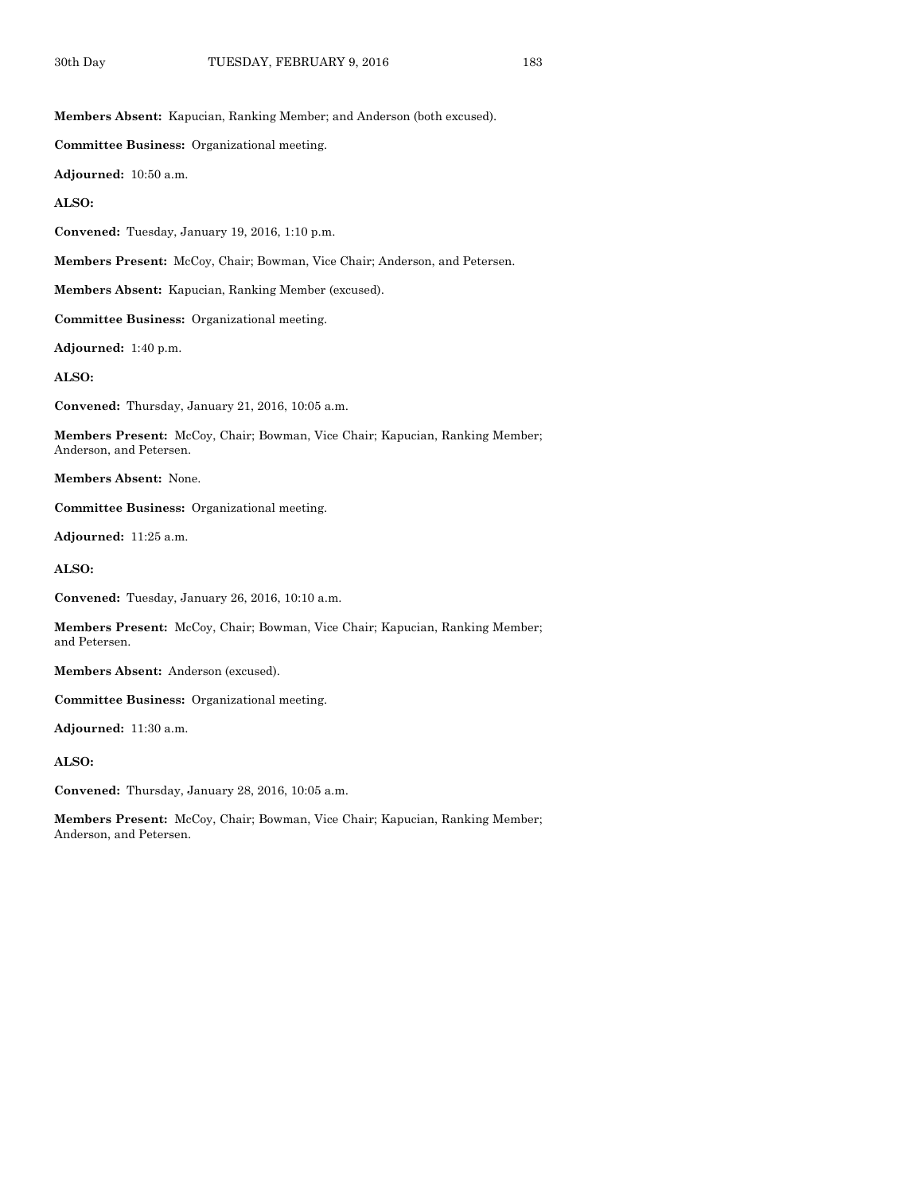**Members Absent:** Kapucian, Ranking Member; and Anderson (both excused).

**Committee Business:** Organizational meeting.

**Adjourned:** 10:50 a.m.

**ALSO:**

**Convened:** Tuesday, January 19, 2016, 1:10 p.m.

**Members Present:** McCoy, Chair; Bowman, Vice Chair; Anderson, and Petersen.

**Members Absent:** Kapucian, Ranking Member (excused).

**Committee Business:** Organizational meeting.

**Adjourned:** 1:40 p.m.

**ALSO:**

**Convened:** Thursday, January 21, 2016, 10:05 a.m.

**Members Present:** McCoy, Chair; Bowman, Vice Chair; Kapucian, Ranking Member; Anderson, and Petersen.

**Members Absent:** None.

**Committee Business:** Organizational meeting.

**Adjourned:** 11:25 a.m.

**ALSO:**

**Convened:** Tuesday, January 26, 2016, 10:10 a.m.

**Members Present:** McCoy, Chair; Bowman, Vice Chair; Kapucian, Ranking Member; and Petersen.

**Members Absent:** Anderson (excused).

**Committee Business:** Organizational meeting.

**Adjourned:** 11:30 a.m.

**ALSO:**

**Convened:** Thursday, January 28, 2016, 10:05 a.m.

**Members Present:** McCoy, Chair; Bowman, Vice Chair; Kapucian, Ranking Member; Anderson, and Petersen.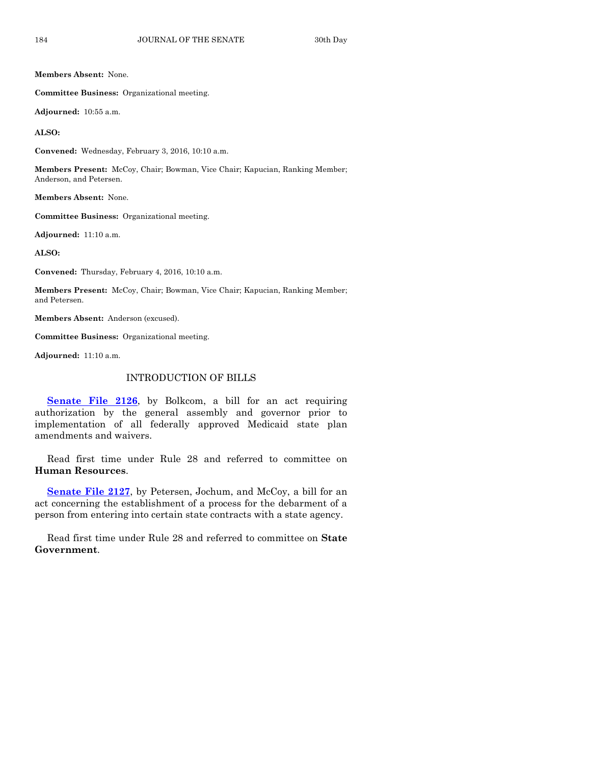**Members Absent:** None.

**Committee Business:** Organizational meeting.

**Adjourned:** 10:55 a.m.

**ALSO:**

**Convened:** Wednesday, February 3, 2016, 10:10 a.m.

**Members Present:** McCoy, Chair; Bowman, Vice Chair; Kapucian, Ranking Member; Anderson, and Petersen.

**Members Absent:** None.

**Committee Business:** Organizational meeting.

**Adjourned:** 11:10 a.m.

**ALSO:**

**Convened:** Thursday, February 4, 2016, 10:10 a.m.

**Members Present:** McCoy, Chair; Bowman, Vice Chair; Kapucian, Ranking Member; and Petersen.

**Members Absent:** Anderson (excused).

**Committee Business:** Organizational meeting.

**Adjourned:** 11:10 a.m.

## INTRODUCTION OF BILLS

**Senate File 2126**, by Bolkcom, a bill for an act requiring authorization by the general assembly and governor prior to implementation of all federally approved Medicaid state plan amendments and waivers.

Read first time under Rule 28 and referred to committee on **Human Resources**.

**Senate File 2127**, by Petersen, Jochum, and McCoy, a bill for an act concerning the establishment of a process for the debarment of a person from entering into certain state contracts with a state agency.

Read first time under Rule 28 and referred to committee on **State Government**.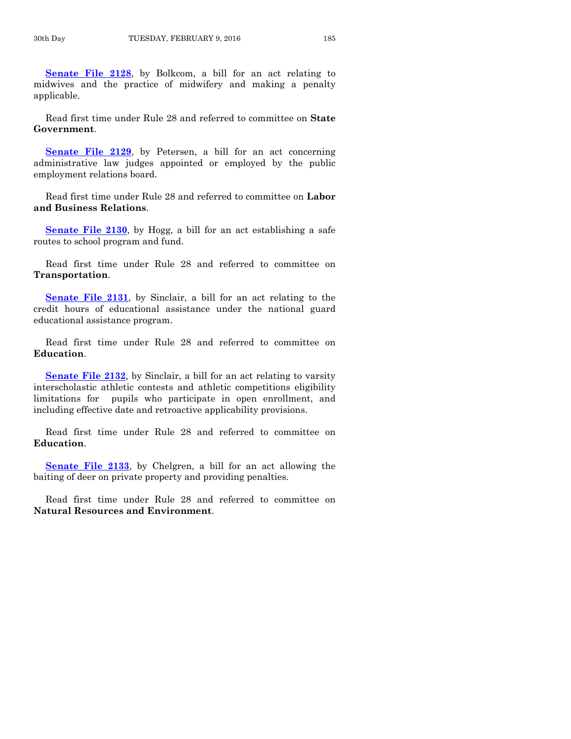**Senate File 2128**, by Bolkcom, a bill for an act relating to midwives and the practice of midwifery and making a penalty applicable.

Read first time under Rule 28 and referred to committee on **State Government**.

**Senate File 2129**, by Petersen, a bill for an act concerning administrative law judges appointed or employed by the public employment relations board.

Read first time under Rule 28 and referred to committee on **Labor and Business Relations**.

**Senate File 2130**, by Hogg, a bill for an act establishing a safe routes to school program and fund.

Read first time under Rule 28 and referred to committee on **Transportation**.

**Senate File 2131**, by Sinclair, a bill for an act relating to the credit hours of educational assistance under the national guard educational assistance program.

Read first time under Rule 28 and referred to committee on **Education**.

**Senate File 2132**, by Sinclair, a bill for an act relating to varsity interscholastic athletic contests and athletic competitions eligibility limitations for pupils who participate in open enrollment, and including effective date and retroactive applicability provisions.

Read first time under Rule 28 and referred to committee on **Education**.

**Senate File 2133**, by Chelgren, a bill for an act allowing the baiting of deer on private property and providing penalties.

Read first time under Rule 28 and referred to committee on **Natural Resources and Environment**.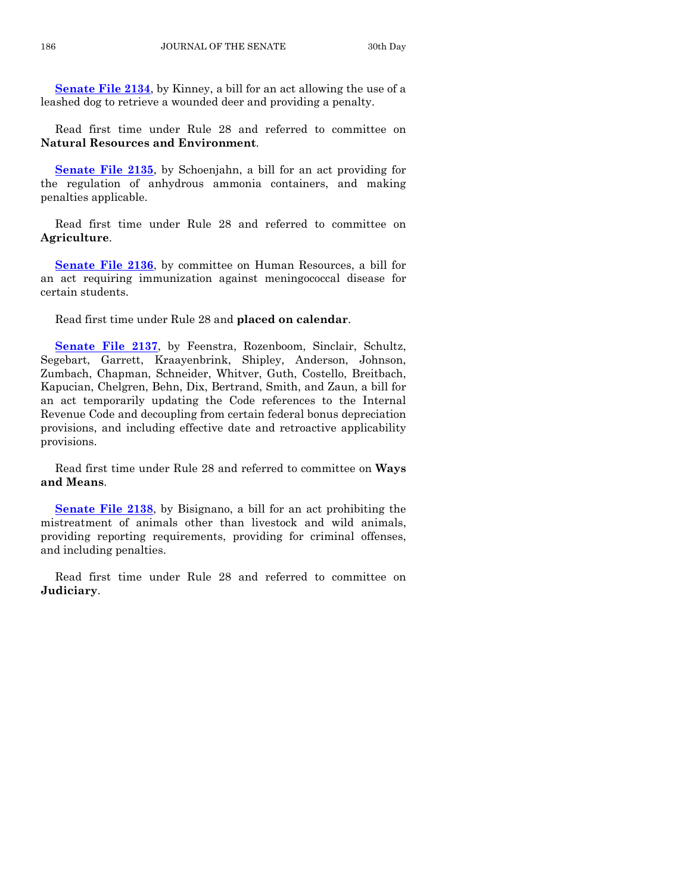**Senate File 2134**, by Kinney, a bill for an act allowing the use of a leashed dog to retrieve a wounded deer and providing a penalty.

Read first time under Rule 28 and referred to committee on **Natural Resources and Environment**.

**Senate File 2135**, by Schoenjahn, a bill for an act providing for the regulation of anhydrous ammonia containers, and making penalties applicable.

Read first time under Rule 28 and referred to committee on **Agriculture**.

**Senate File 2136**, by committee on Human Resources, a bill for an act requiring immunization against meningococcal disease for certain students.

Read first time under Rule 28 and **placed on calendar**.

**Senate File 2137**, by Feenstra, Rozenboom, Sinclair, Schultz, Segebart, Garrett, Kraayenbrink, Shipley, Anderson, Johnson, Zumbach, Chapman, Schneider, Whitver, Guth, Costello, Breitbach, Kapucian, Chelgren, Behn, Dix, Bertrand, Smith, and Zaun, a bill for an act temporarily updating the Code references to the Internal Revenue Code and decoupling from certain federal bonus depreciation provisions, and including effective date and retroactive applicability provisions.

Read first time under Rule 28 and referred to committee on **Ways and Means**.

**Senate File 2138**, by Bisignano, a bill for an act prohibiting the mistreatment of animals other than livestock and wild animals, providing reporting requirements, providing for criminal offenses, and including penalties.

Read first time under Rule 28 and referred to committee on **Judiciary**.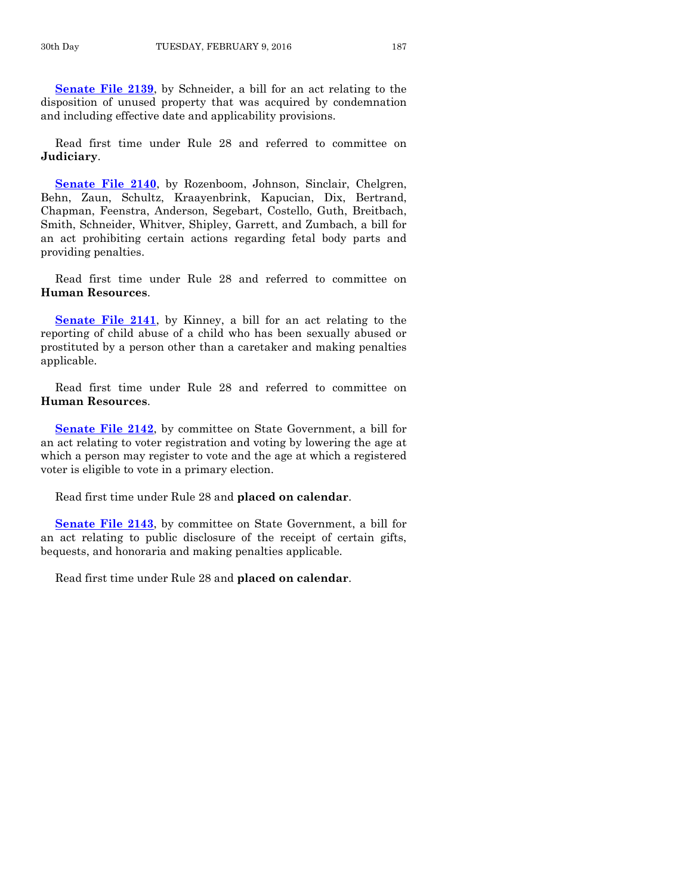**Senate File 2139**, by Schneider, a bill for an act relating to the disposition of unused property that was acquired by condemnation and including effective date and applicability provisions.

Read first time under Rule 28 and referred to committee on **Judiciary**.

**Senate File 2140**, by Rozenboom, Johnson, Sinclair, Chelgren, Behn, Zaun, Schultz, Kraayenbrink, Kapucian, Dix, Bertrand, Chapman, Feenstra, Anderson, Segebart, Costello, Guth, Breitbach, Smith, Schneider, Whitver, Shipley, Garrett, and Zumbach, a bill for an act prohibiting certain actions regarding fetal body parts and providing penalties.

Read first time under Rule 28 and referred to committee on **Human Resources**.

**Senate File 2141**, by Kinney, a bill for an act relating to the reporting of child abuse of a child who has been sexually abused or prostituted by a person other than a caretaker and making penalties applicable.

Read first time under Rule 28 and referred to committee on **Human Resources**.

**Senate File 2142**, by committee on State Government, a bill for an act relating to voter registration and voting by lowering the age at which a person may register to vote and the age at which a registered voter is eligible to vote in a primary election.

Read first time under Rule 28 and **placed on calendar**.

**Senate File 2143**, by committee on State Government, a bill for an act relating to public disclosure of the receipt of certain gifts, bequests, and honoraria and making penalties applicable.

Read first time under Rule 28 and **placed on calendar**.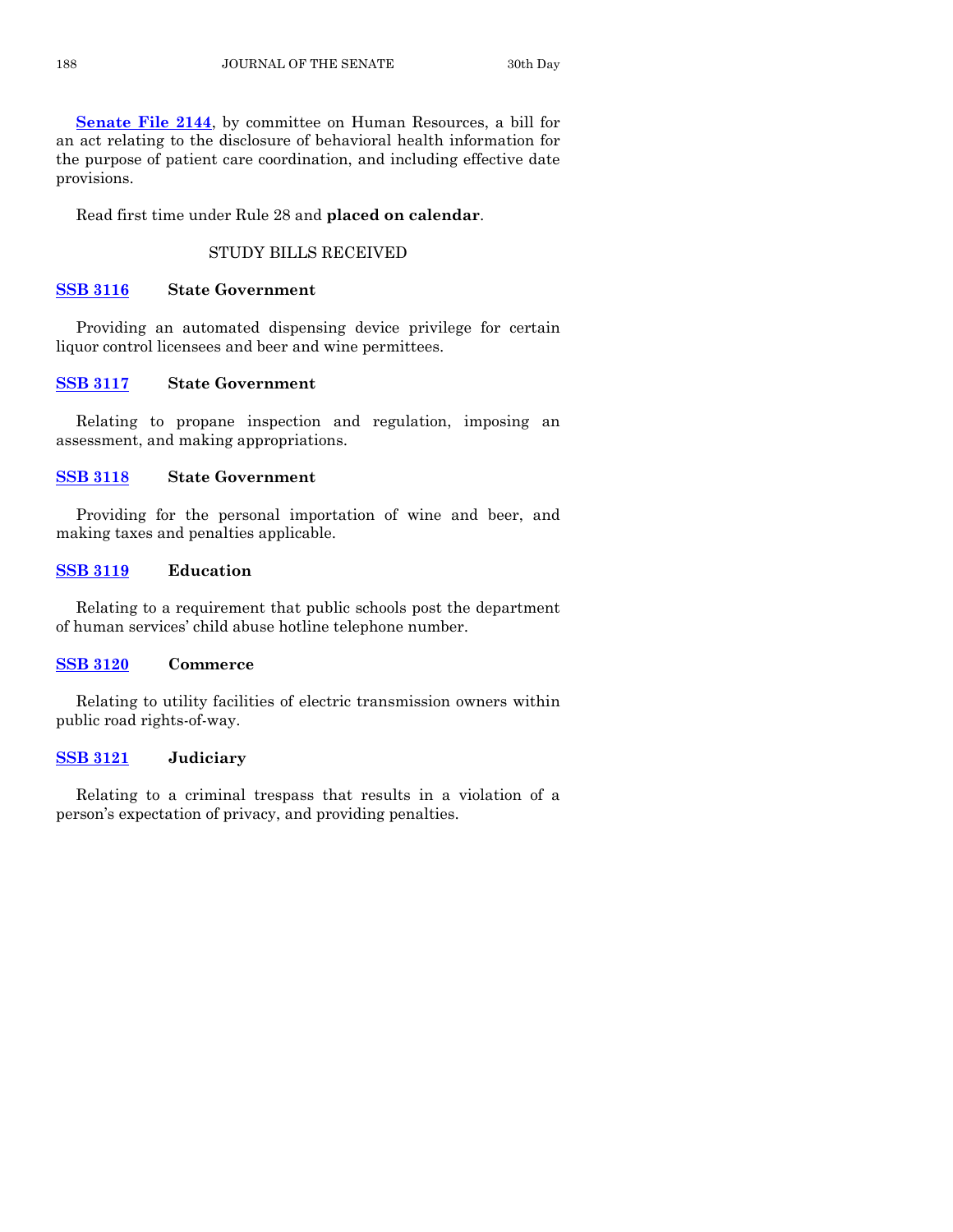**Senate File 2144**, by committee on Human Resources, a bill for an act relating to the disclosure of behavioral health information for the purpose of patient care coordination, and including effective date provisions.

Read first time under Rule 28 and **placed on calendar**.

STUDY BILLS RECEIVED

**SSB 3116** **State Government**

Providing an automated dispensing device privilege for certain liquor control licensees and beer and wine permittees.

**SSB 3117** **State Government**

Relating to propane inspection and regulation, imposing an assessment, and making appropriations.

**SSB 3118** **State Government**

Providing for the personal importation of wine and beer, and making taxes and penalties applicable.

**SSB 3119** **Education**

Relating to a requirement that public schools post the department of human services' child abuse hotline telephone number.

**SSB 3120** **Commerce**

Relating to utility facilities of electric transmission owners within public road rights-of-way.

**SSB 3121** **Judiciary**

Relating to a criminal trespass that results in a violation of a person's expectation of privacy, and providing penalties.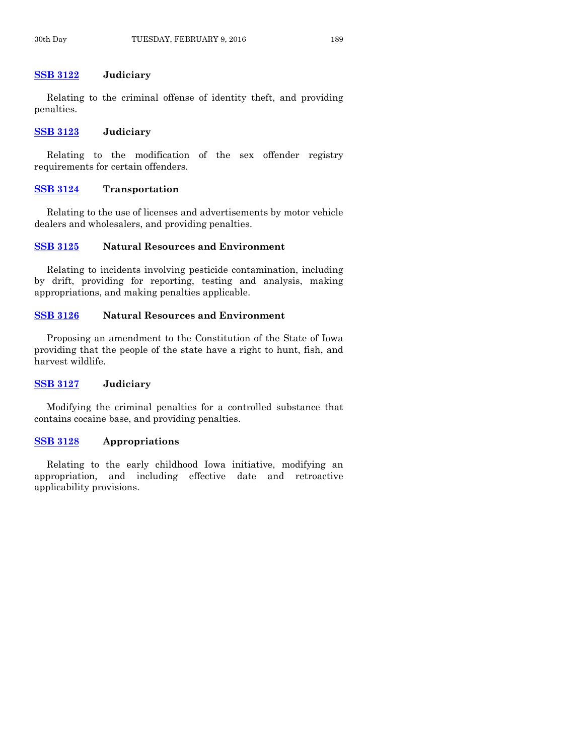**SSB 3122 Judiciary**

Relating to the criminal offense of identity theft, and providing penalties.

**SSB 3123 Judiciary**

Relating to the modification of the sex offender registry requirements for certain offenders.

**SSB 3124 Transportation**

Relating to the use of licenses and advertisements by motor vehicle dealers and wholesalers, and providing penalties.

**SSB 3125 Natural Resources and Environment**

Relating to incidents involving pesticide contamination, including by drift, providing for reporting, testing and analysis, making appropriations, and making penalties applicable.

**SSB 3126 Natural Resources and Environment**

Proposing an amendment to the Constitution of the State of Iowa providing that the people of the state have a right to hunt, fish, and harvest wildlife.

**SSB 3127 Judiciary**

Modifying the criminal penalties for a controlled substance that contains cocaine base, and providing penalties.

**SSB 3128 Appropriations**

Relating to the early childhood Iowa initiative, modifying an appropriation, and including effective date and retroactive applicability provisions.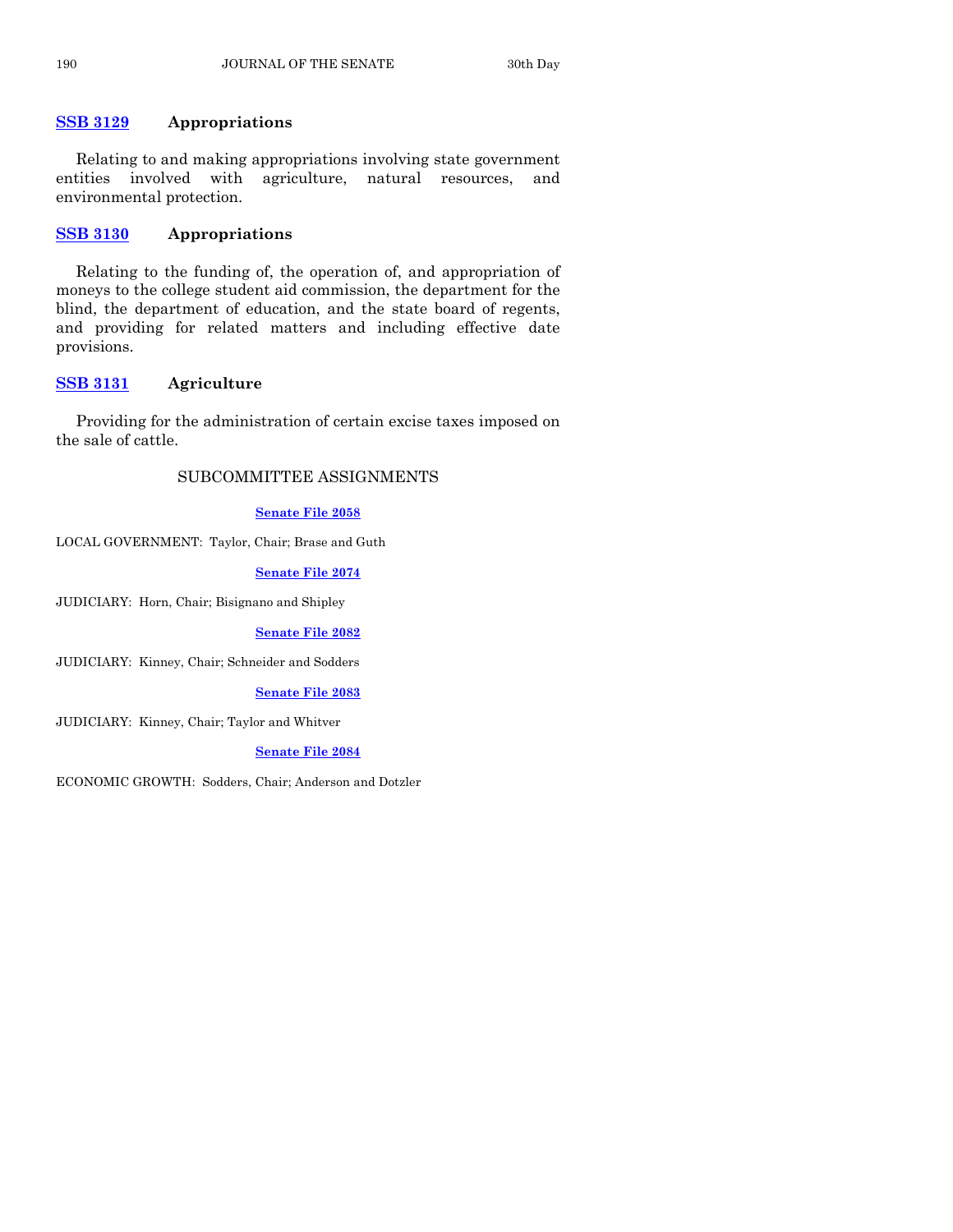**SSB 3129** **Appropriations**

Relating to and making appropriations involving state government entities involved with agriculture, natural resources, and environmental protection.

**SSB 3130** **Appropriations**

Relating to the funding of, the operation of, and appropriation of moneys to the college student aid commission, the department for the blind, the department of education, and the state board of regents, and providing for related matters and including effective date provisions.

**SSB 3131** **Agriculture**

Providing for the administration of certain excise taxes imposed on the sale of cattle.

## SUBCOMMITTEE ASSIGNMENTS

**Senate File 2058**

LOCAL GOVERNMENT: Taylor, Chair; Brase and Guth

**Senate File 2074**

JUDICIARY: Horn, Chair; Bisignano and Shipley

**Senate File 2082**

JUDICIARY: Kinney, Chair; Schneider and Sodders

**Senate File 2083**

JUDICIARY: Kinney, Chair; Taylor and Whitver

**Senate File 2084**

ECONOMIC GROWTH: Sodders, Chair; Anderson and Dotzler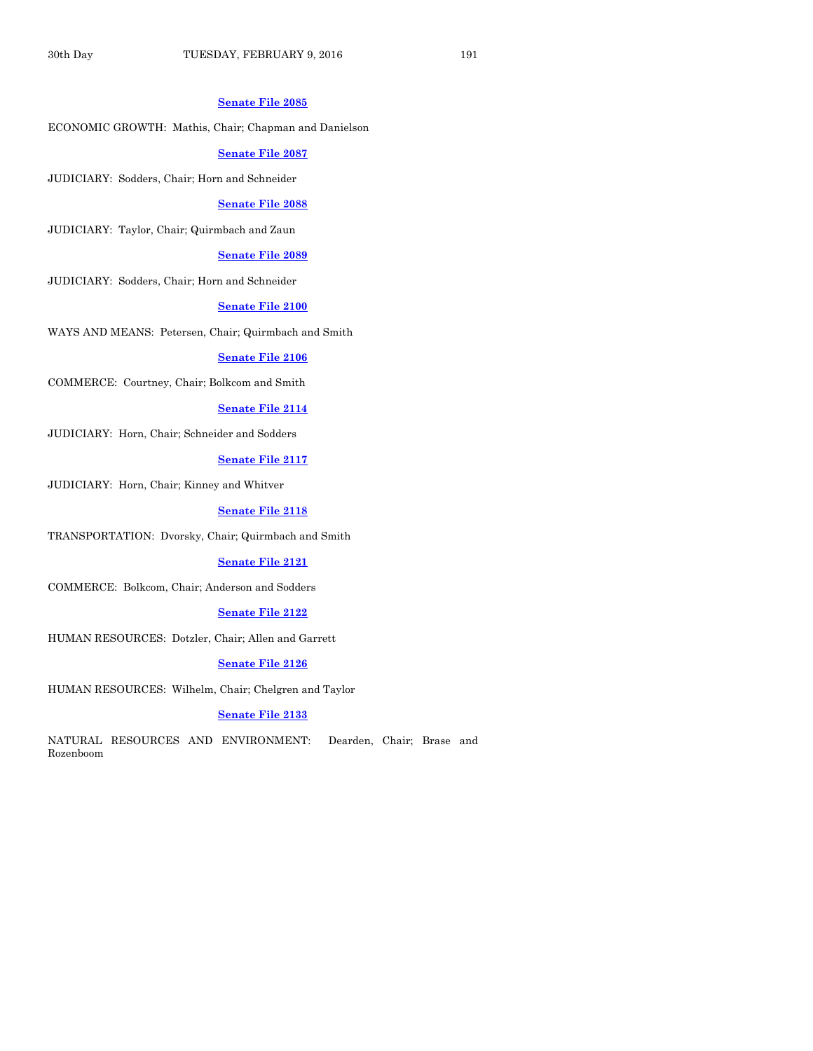**Senate File 2085**

ECONOMIC GROWTH: Mathis, Chair; Chapman and Danielson

**Senate File 2087**

JUDICIARY: Sodders, Chair; Horn and Schneider

**Senate File 2088**

JUDICIARY: Taylor, Chair; Quirmbach and Zaun

**Senate File 2089**

JUDICIARY: Sodders, Chair; Horn and Schneider

**Senate File 2100**

WAYS AND MEANS: Petersen, Chair; Quirmbach and Smith

**Senate File 2106**

COMMERCE: Courtney, Chair; Bolkcom and Smith

**Senate File 2114**

JUDICIARY: Horn, Chair; Schneider and Sodders

**Senate File 2117**

JUDICIARY: Horn, Chair; Kinney and Whitver

**Senate File 2118**

TRANSPORTATION: Dvorsky, Chair; Quirmbach and Smith

**Senate File 2121**

COMMERCE: Bolkcom, Chair; Anderson and Sodders

**Senate File 2122**

HUMAN RESOURCES: Dotzler, Chair; Allen and Garrett

**Senate File 2126**

HUMAN RESOURCES: Wilhelm, Chair; Chelgren and Taylor

**Senate File 2133**

NATURAL RESOURCES AND ENVIRONMENT: Dearden, Chair; Brase and Rozenboom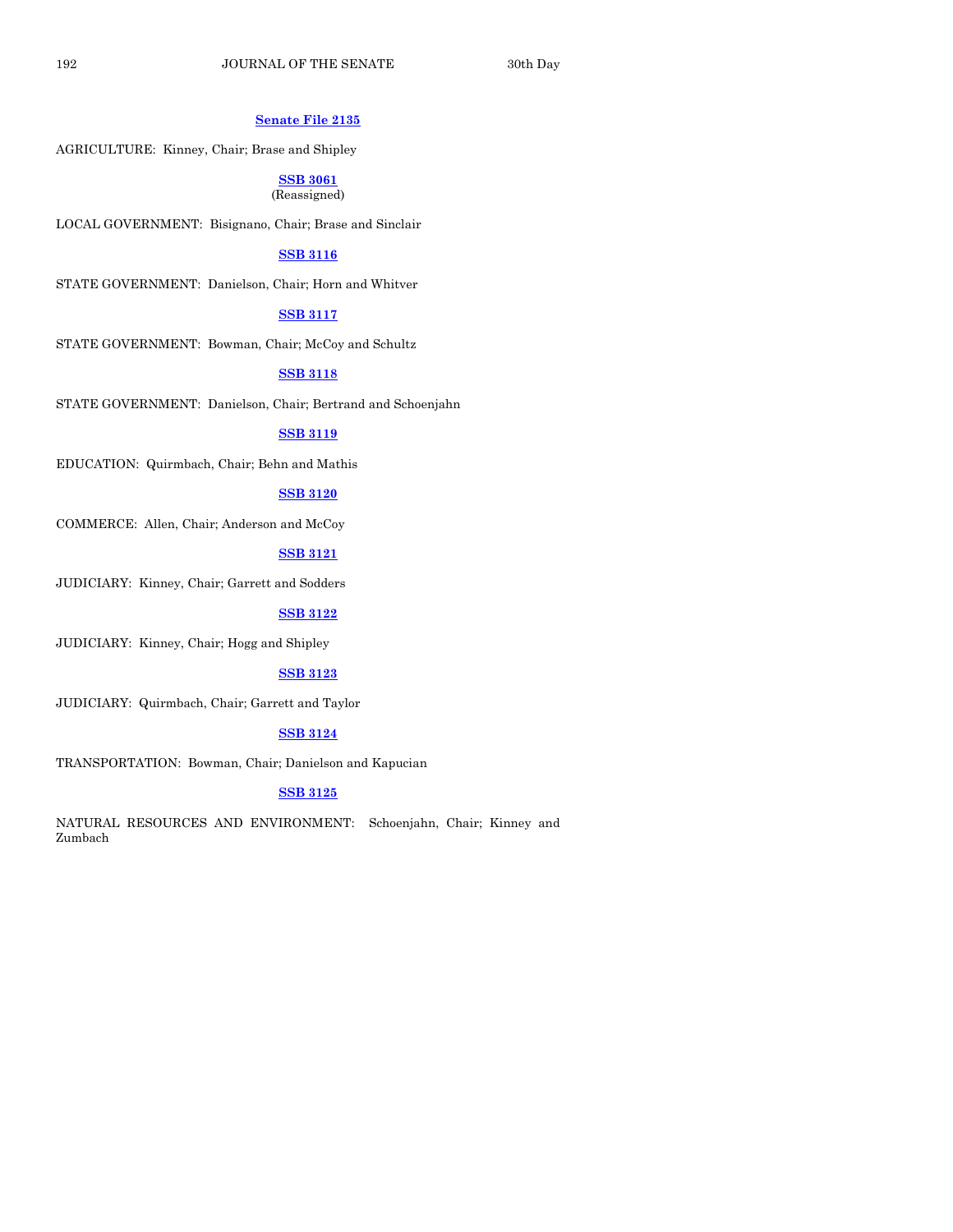**Senate File 2135**

AGRICULTURE: Kinney, Chair; Brase and Shipley

**SSB 3061**
(Reassigned)

LOCAL GOVERNMENT: Bisignano, Chair; Brase and Sinclair

**SSB 3116**

STATE GOVERNMENT: Danielson, Chair; Horn and Whitver

**SSB 3117**

STATE GOVERNMENT: Bowman, Chair; McCoy and Schultz

**SSB 3118**

STATE GOVERNMENT: Danielson, Chair; Bertrand and Schoenjahn

**SSB 3119**

EDUCATION: Quirmbach, Chair; Behn and Mathis

**SSB 3120**

COMMERCE: Allen, Chair; Anderson and McCoy

**SSB 3121**

JUDICIARY: Kinney, Chair; Garrett and Sodders

**SSB 3122**

JUDICIARY: Kinney, Chair; Hogg and Shipley

**SSB 3123**

JUDICIARY: Quirmbach, Chair; Garrett and Taylor

**SSB 3124**

TRANSPORTATION: Bowman, Chair; Danielson and Kapucian

**SSB 3125**

NATURAL RESOURCES AND ENVIRONMENT: Schoenjahn, Chair; Kinney and Zumbach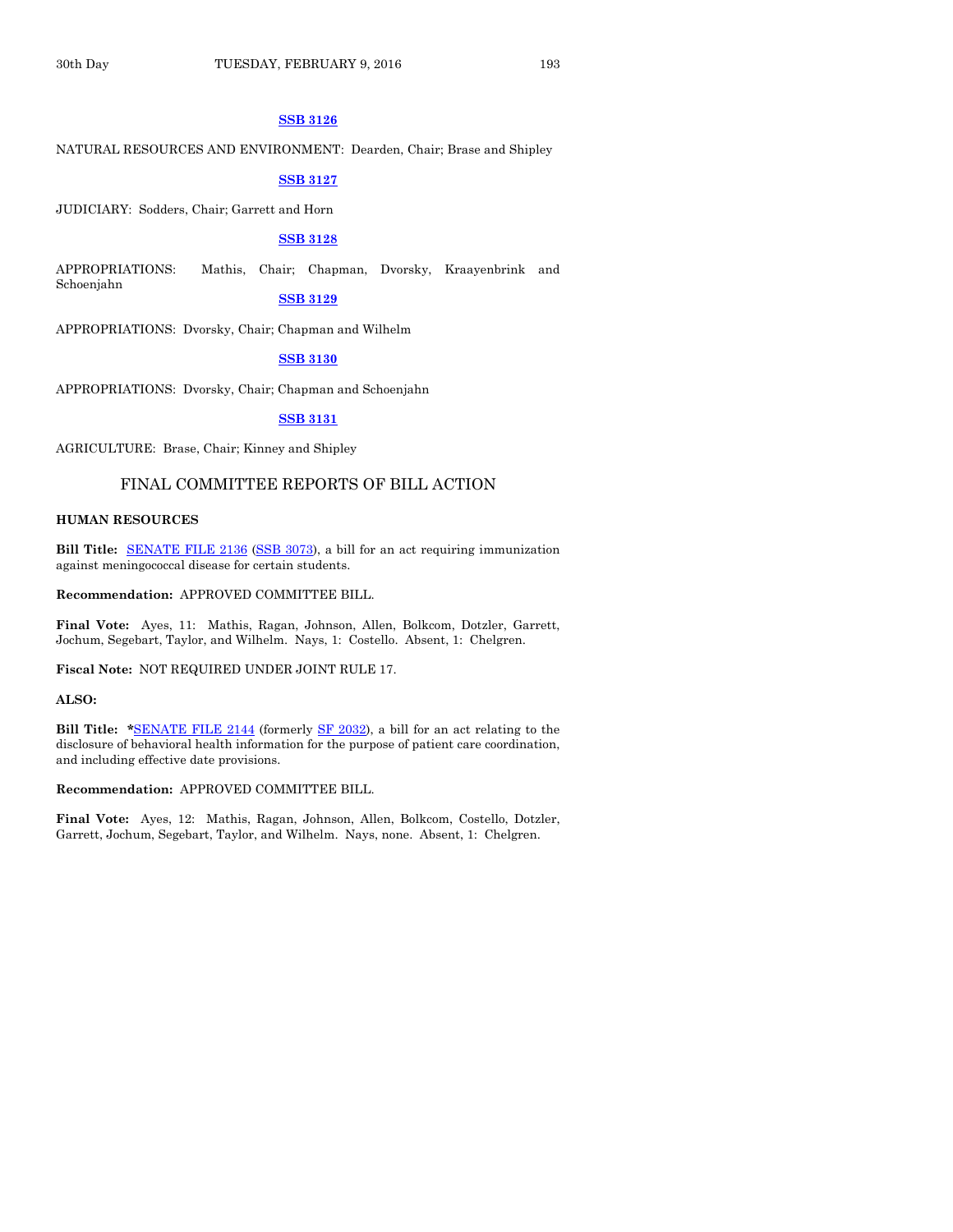**SSB 3126**

NATURAL RESOURCES AND ENVIRONMENT: Dearden, Chair; Brase and Shipley

**SSB 3127**

JUDICIARY: Sodders, Chair; Garrett and Horn

**SSB 3128**

APPROPRIATIONS: Mathis, Chair; Chapman, Dvorsky, Kraayenbrink and Schoenjahn

**SSB 3129**

APPROPRIATIONS: Dvorsky, Chair; Chapman and Wilhelm

**SSB 3130**

APPROPRIATIONS: Dvorsky, Chair; Chapman and Schoenjahn

**SSB 3131**

AGRICULTURE: Brase, Chair; Kinney and Shipley

## FINAL COMMITTEE REPORTS OF BILL ACTION

**HUMAN RESOURCES**

**Bill Title:** SENATE FILE 2136 (SSB 3073), a bill for an act requiring immunization against meningococcal disease for certain students.

**Recommendation:** APPROVED COMMITTEE BILL.

**Final Vote:** Ayes, 11: Mathis, Ragan, Johnson, Allen, Bolkcom, Dotzler, Garrett, Jochum, Segebart, Taylor, and Wilhelm. Nays, 1: Costello. Absent, 1: Chelgren.

**Fiscal Note:** NOT REQUIRED UNDER JOINT RULE 17.

**ALSO:**

**Bill Title:** *SENATE FILE 2144 (formerly SF 2032), a bill for an act relating to the disclosure of behavioral health information for the purpose of patient care coordination, and including effective date provisions.

**Recommendation:** APPROVED COMMITTEE BILL.

**Final Vote:** Ayes, 12: Mathis, Ragan, Johnson, Allen, Bolkcom, Costello, Dotzler, Garrett, Jochum, Segebart, Taylor, and Wilhelm. Nays, none. Absent, 1: Chelgren.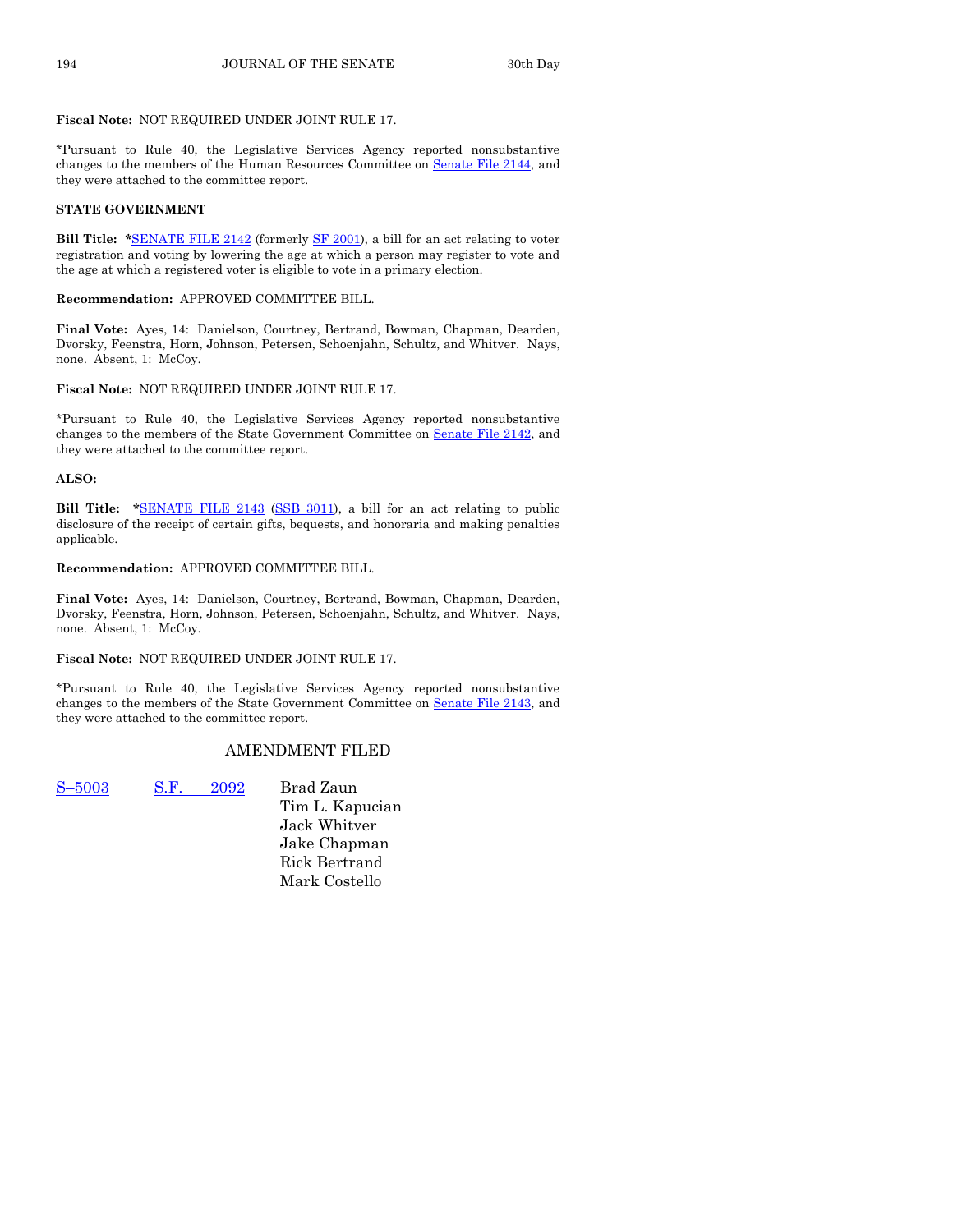**Fiscal Note:** NOT REQUIRED UNDER JOINT RULE 17.

*Pursuant to Rule 40, the Legislative Services Agency reported nonsubstantive changes to the members of the Human Resources Committee on Senate File 2144, and they were attached to the committee report.

**STATE GOVERNMENT**

**Bill Title:** ***SENATE FILE 2142** (formerly SF 2001), a bill for an act relating to voter registration and voting by lowering the age at which a person may register to vote and the age at which a registered voter is eligible to vote in a primary election.

**Recommendation:** APPROVED COMMITTEE BILL.

**Final Vote:** Ayes, 14: Danielson, Courtney, Bertrand, Bowman, Chapman, Dearden, Dvorsky, Feenstra, Horn, Johnson, Petersen, Schoenjahn, Schultz, and Whitver. Nays, none. Absent, 1: McCoy.

**Fiscal Note:** NOT REQUIRED UNDER JOINT RULE 17.

*Pursuant to Rule 40, the Legislative Services Agency reported nonsubstantive changes to the members of the State Government Committee on Senate File 2142, and they were attached to the committee report.

**ALSO:**

**Bill Title:** ***SENATE FILE 2143** (SSB 3011), a bill for an act relating to public disclosure of the receipt of certain gifts, bequests, and honoraria and making penalties applicable.

**Recommendation:** APPROVED COMMITTEE BILL.

**Final Vote:** Ayes, 14: Danielson, Courtney, Bertrand, Bowman, Chapman, Dearden, Dvorsky, Feenstra, Horn, Johnson, Petersen, Schoenjahn, Schultz, and Whitver. Nays, none. Absent, 1: McCoy.

**Fiscal Note:** NOT REQUIRED UNDER JOINT RULE 17.

*Pursuant to Rule 40, the Legislative Services Agency reported nonsubstantive changes to the members of the State Government Committee on Senate File 2143, and they were attached to the committee report.

## AMENDMENT FILED

S–5003 S.F. 2092 Brad Zaun
Tim L. Kapucian
Jack Whitver
Jake Chapman
Rick Bertrand
Mark Costello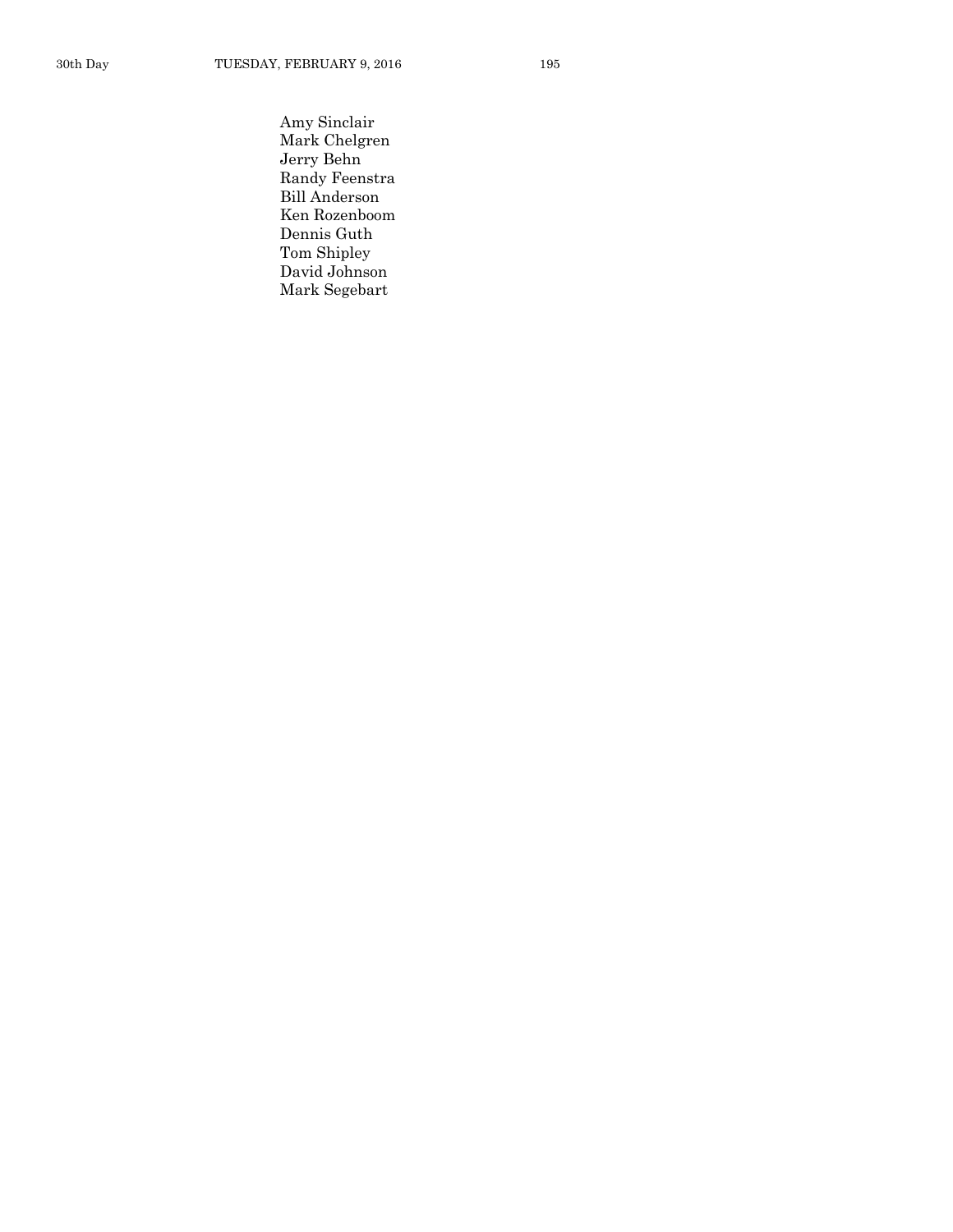Amy Sinclair
Mark Chelgren
Jerry Behn
Randy Feenstra
Bill Anderson
Ken Rozenboom
Dennis Guth
Tom Shipley
David Johnson
Mark Segebart